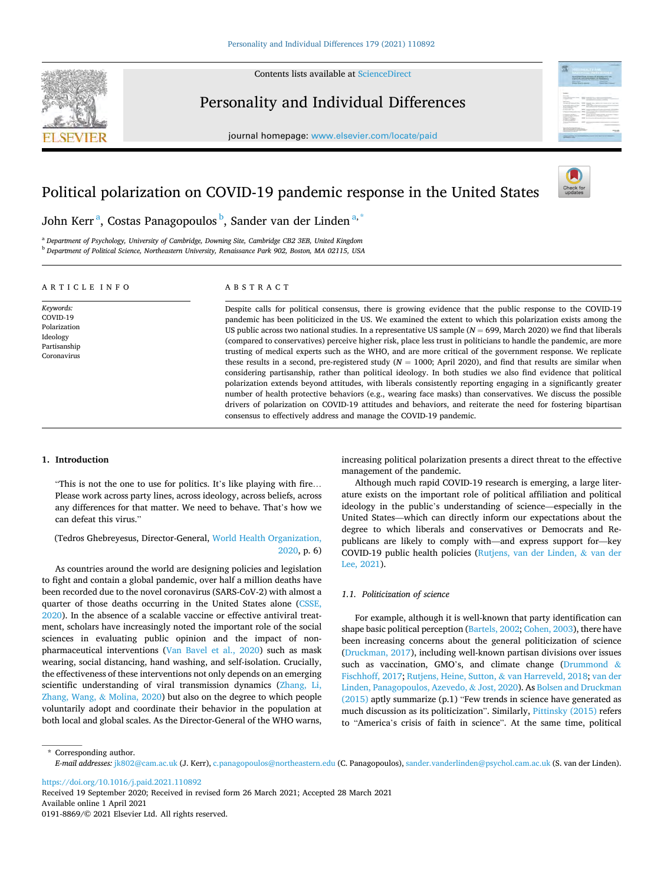# Political polarization on COVID-19 pandemic response in the United States

John Kerr [a], Costas Panagopoulos [b], Sander van der Linden [a,*]

[a] Department of Psychology, University of Cambridge, Downing Site, Cambridge CB2 3EB, United Kingdom
[b] Department of Political Science, Northeastern University, Renaissance Park 902, Boston, MA 02115, USA

**ARTICLE INFO**

*Keywords:*
COVID-19
Polarization
Ideology
Partisanship
Coronavirus

**ABSTRACT**

Despite calls for political consensus, there is growing evidence that the public response to the COVID-19 pandemic has been politicized in the US. We examined the extent to which this polarization exists among the US public across two national studies. In a representative US sample ($N$ = 699, March 2020) we find that liberals (compared to conservatives) perceive higher risk, place less trust in politicians to handle the pandemic, are more trusting of medical experts such as the WHO, and are more critical of the government response. We replicate these results in a second, pre-registered study ($N$ = 1000; April 2020), and find that results are similar when considering partisanship, rather than political ideology. In both studies we also find evidence that political polarization extends beyond attitudes, with liberals consistently reporting engaging in a significantly greater number of health protective behaviors (e.g., wearing face masks) than conservatives. We discuss the possible drivers of polarization on COVID-19 attitudes and behaviors, and reiterate the need for fostering bipartisan consensus to effectively address and manage the COVID-19 pandemic.

## 1. Introduction

> "This is not the one to use for politics. It's like playing with fire… Please work across party lines, across ideology, across beliefs, across any differences for that matter. We need to behave. That's how we can defeat this virus."
>
> (Tedros Ghebreyesus, Director-General, World Health Organization, 2020, p. 6)

As countries around the world are designing policies and legislation to fight and contain a global pandemic, over half a million deaths have been recorded due to the novel coronavirus (SARS-CoV-2) with almost a quarter of those deaths occurring in the United States alone (CSSE, 2020). In the absence of a scalable vaccine or effective antiviral treatment, scholars have increasingly noted the important role of the social sciences in evaluating public opinion and the impact of non-pharmaceutical interventions (Van Bavel et al., 2020) such as mask wearing, social distancing, hand washing, and self-isolation. Crucially, the effectiveness of these interventions not only depends on an emerging scientific understanding of viral transmission dynamics (Zhang, Li, Zhang, Wang, & Molina, 2020) but also on the degree to which people voluntarily adopt and coordinate their behavior in the population at both local and global scales. As the Director-General of the WHO warns, increasing political polarization presents a direct threat to the effective management of the pandemic.

Although much rapid COVID-19 research is emerging, a large literature exists on the important role of political affiliation and political ideology in the public's understanding of science—especially in the United States—which can directly inform our expectations about the degree to which liberals and conservatives or Democrats and Republicans are likely to comply with—and express support for—key COVID-19 public health policies (Rutjens, van der Linden, & van der Lee, 2021).

### 1.1. Politicization of science

For example, although it is well-known that party identification can shape basic political perception (Bartels, 2002; Cohen, 2003), there have been increasing concerns about the general politicization of science (Druckman, 2017), including well-known partisan divisions over issues such as vaccination, GMO's, and climate change (Drummond & Fischhoff, 2017; Rutjens, Heine, Sutton, & van Harreveld, 2018; van der Linden, Panagopoulos, Azevedo, & Jost, 2020). As Bolsen and Druckman (2015) aptly summarize (p.1) "Few trends in science have generated as much discussion as its politicization". Similarly, Pittinsky (2015) refers to "America's crisis of faith in science". At the same time, political

\* Corresponding author.
*E-mail addresses:* jk802@cam.ac.uk (J. Kerr), c.panagopoulos@northeastern.edu (C. Panagopoulos), sander.vanderlinden@psychol.cam.ac.uk (S. van der Linden).

https://doi.org/10.1016/j.paid.2021.110892
Received 19 September 2020; Received in revised form 26 March 2021; Accepted 28 March 2021
Available online 1 April 2021
0191-8869/© 2021 Elsevier Ltd. All rights reserved.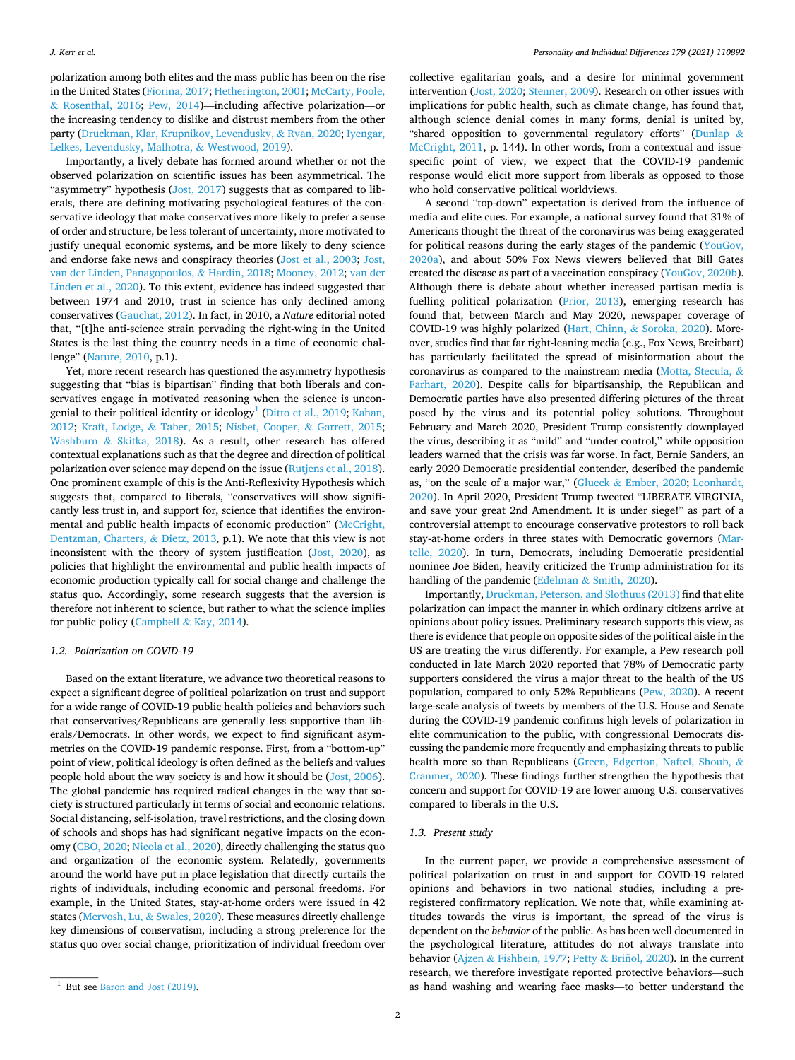polarization among both elites and the mass public has been on the rise in the United States (Fiorina, 2017; Hetherington, 2001; McCarty, Poole, & Rosenthal, 2016; Pew, 2014)—including affective polarization—or the increasing tendency to dislike and distrust members from the other party (Druckman, Klar, Krupnikov, Levendusky, & Ryan, 2020; Iyengar, Lelkes, Levendusky, Malhotra, & Westwood, 2019).

Importantly, a lively debate has formed around whether or not the observed polarization on scientific issues has been asymmetrical. The "asymmetry" hypothesis (Jost, 2017) suggests that as compared to liberals, there are defining motivating psychological features of the conservative ideology that make conservatives more likely to prefer a sense of order and structure, be less tolerant of uncertainty, more motivated to justify unequal economic systems, and be more likely to deny science and endorse fake news and conspiracy theories (Jost et al., 2003; Jost, van der Linden, Panagopoulos, & Hardin, 2018; Mooney, 2012; van der Linden et al., 2020). To this extent, evidence has indeed suggested that between 1974 and 2010, trust in science has only declined among conservatives (Gauchat, 2012). In fact, in 2010, a *Nature* editorial noted that, "[t]he anti-science strain pervading the right-wing in the United States is the last thing the country needs in a time of economic challenge" (Nature, 2010, p.1).

Yet, more recent research has questioned the asymmetry hypothesis suggesting that "bias is bipartisan" finding that both liberals and conservatives engage in motivated reasoning when the science is uncongenial to their political identity or ideology[1] (Ditto et al., 2019; Kahan, 2012; Kraft, Lodge, & Taber, 2015; Nisbet, Cooper, & Garrett, 2015; Washburn & Skitka, 2018). As a result, other research has offered contextual explanations such as that the degree and direction of political polarization over science may depend on the issue (Rutjens et al., 2018). One prominent example of this is the Anti-Reflexivity Hypothesis which suggests that, compared to liberals, "conservatives will show significantly less trust in, and support for, science that identifies the environmental and public health impacts of economic production" (McCright, Dentzman, Charters, & Dietz, 2013, p.1). We note that this view is not inconsistent with the theory of system justification (Jost, 2020), as policies that highlight the environmental and public health impacts of economic production typically call for social change and challenge the status quo. Accordingly, some research suggests that the aversion is therefore not inherent to science, but rather to what the science implies for public policy (Campbell & Kay, 2014).

### 1.2. Polarization on COVID-19

Based on the extant literature, we advance two theoretical reasons to expect a significant degree of political polarization on trust and support for a wide range of COVID-19 public health policies and behaviors such that conservatives/Republicans are generally less supportive than liberals/Democrats. In other words, we expect to find significant asymmetries on the COVID-19 pandemic response. First, from a "bottom-up" point of view, political ideology is often defined as the beliefs and values people hold about the way society is and how it should be (Jost, 2006). The global pandemic has required radical changes in the way that society is structured particularly in terms of social and economic relations. Social distancing, self-isolation, travel restrictions, and the closing down of schools and shops has had significant negative impacts on the economy (CBO, 2020; Nicola et al., 2020), directly challenging the status quo and organization of the economic system. Relatedly, governments around the world have put in place legislation that directly curtails the rights of individuals, including economic and personal freedoms. For example, in the United States, stay-at-home orders were issued in 42 states (Mervosh, Lu, & Swales, 2020). These measures directly challenge key dimensions of conservatism, including a strong preference for the status quo over social change, prioritization of individual freedom over collective egalitarian goals, and a desire for minimal government intervention (Jost, 2020; Stenner, 2009). Research on other issues with implications for public health, such as climate change, has found that, although science denial comes in many forms, denial is united by, "shared opposition to governmental regulatory efforts" (Dunlap & McCright, 2011, p. 144). In other words, from a contextual and issue-specific point of view, we expect that the COVID-19 pandemic response would elicit more support from liberals as opposed to those who hold conservative political worldviews.

A second "top-down" expectation is derived from the influence of media and elite cues. For example, a national survey found that 31% of Americans thought the threat of the coronavirus was being exaggerated for political reasons during the early stages of the pandemic (YouGov, 2020a), and about 50% Fox News viewers believed that Bill Gates created the disease as part of a vaccination conspiracy (YouGov, 2020b). Although there is debate about whether increased partisan media is fuelling political polarization (Prior, 2013), emerging research has found that, between March and May 2020, newspaper coverage of COVID-19 was highly polarized (Hart, Chinn, & Soroka, 2020). Moreover, studies find that far right-leaning media (e.g., Fox News, Breitbart) has particularly facilitated the spread of misinformation about the coronavirus as compared to the mainstream media (Motta, Stecula, & Farhart, 2020). Despite calls for bipartisanship, the Republican and Democratic parties have also presented differing pictures of the threat posed by the virus and its potential policy solutions. Throughout February and March 2020, President Trump consistently downplayed the virus, describing it as "mild" and "under control," while opposition leaders warned that the crisis was far worse. In fact, Bernie Sanders, an early 2020 Democratic presidential contender, described the pandemic as, "on the scale of a major war," (Glueck & Ember, 2020; Leonhardt, 2020). In April 2020, President Trump tweeted "LIBERATE VIRGINIA, and save your great 2nd Amendment. It is under siege!" as part of a controversial attempt to encourage conservative protestors to roll back stay-at-home orders in three states with Democratic governors (Martelle, 2020). In turn, Democrats, including Democratic presidential nominee Joe Biden, heavily criticized the Trump administration for its handling of the pandemic (Edelman & Smith, 2020).

Importantly, Druckman, Peterson, and Slothuus (2013) find that elite polarization can impact the manner in which ordinary citizens arrive at opinions about policy issues. Preliminary research supports this view, as there is evidence that people on opposite sides of the political aisle in the US are treating the virus differently. For example, a Pew research poll conducted in late March 2020 reported that 78% of Democratic party supporters considered the virus a major threat to the health of the US population, compared to only 52% Republicans (Pew, 2020). A recent large-scale analysis of tweets by members of the U.S. House and Senate during the COVID-19 pandemic confirms high levels of polarization in elite communication to the public, with congressional Democrats discussing the pandemic more frequently and emphasizing threats to public health more so than Republicans (Green, Edgerton, Naftel, Shoub, & Cranmer, 2020). These findings further strengthen the hypothesis that concern and support for COVID-19 are lower among U.S. conservatives compared to liberals in the U.S.

### 1.3. Present study

In the current paper, we provide a comprehensive assessment of political polarization on trust in and support for COVID-19 related opinions and behaviors in two national studies, including a pre-registered confirmatory replication. We note that, while examining attitudes towards the virus is important, the spread of the virus is dependent on the *behavior* of the public. As has been well documented in the psychological literature, attitudes do not always translate into behavior (Ajzen & Fishbein, 1977; Petty & Briñol, 2020). In the current research, we therefore investigate reported protective behaviors—such as hand washing and wearing face masks—to better understand the

[1] But see Baron and Jost (2019).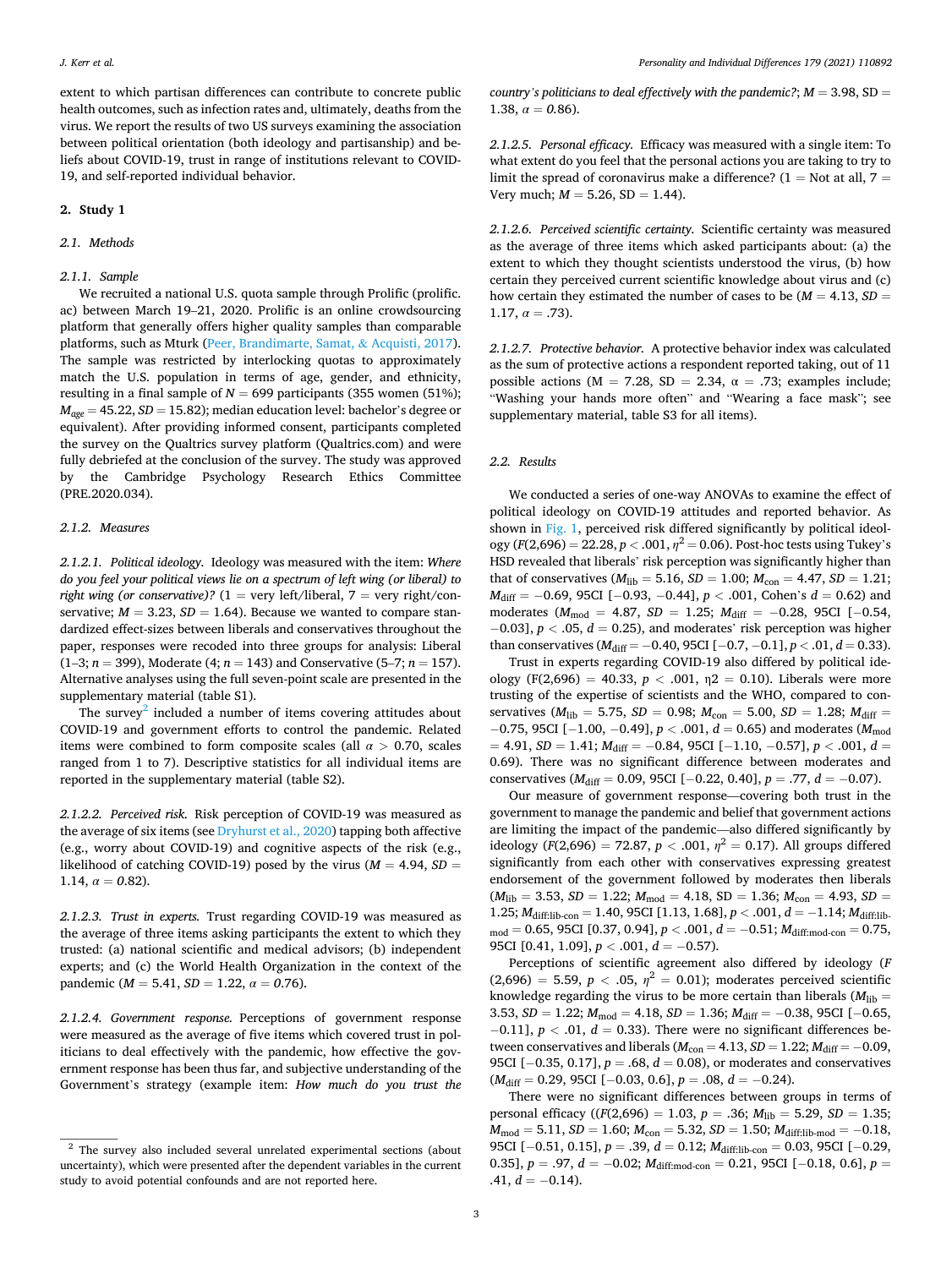extent to which partisan differences can contribute to concrete public health outcomes, such as infection rates and, ultimately, deaths from the virus. We report the results of two US surveys examining the association between political orientation (both ideology and partisanship) and beliefs about COVID-19, trust in range of institutions relevant to COVID-19, and self-reported individual behavior.

## 2. Study 1

### 2.1. Methods

#### 2.1.1. Sample

We recruited a national U.S. quota sample through Prolific (prolific.ac) between March 19–21, 2020. Prolific is an online crowdsourcing platform that generally offers higher quality samples than comparable platforms, such as Mturk (Peer, Brandimarte, Samat, & Acquisti, 2017). The sample was restricted by interlocking quotas to approximately match the U.S. population in terms of age, gender, and ethnicity, resulting in a final sample of $N = 699$ participants (355 women (51%); $M_{age} = 45.22$, $SD = 15.82$); median education level: bachelor's degree or equivalent). After providing informed consent, participants completed the survey on the Qualtrics survey platform (Qualtrics.com) and were fully debriefed at the conclusion of the survey. The study was approved by the Cambridge Psychology Research Ethics Committee (PRE.2020.034).

#### 2.1.2. Measures

*2.1.2.1. Political ideology.* Ideology was measured with the item: *Where do you feel your political views lie on a spectrum of left wing (or liberal) to right wing (or conservative)?* (1 = very left/liberal, 7 = very right/conservative; $M = 3.23$, $SD = 1.64$). Because we wanted to compare standardized effect-sizes between liberals and conservatives throughout the paper, responses were recoded into three groups for analysis: Liberal (1–3; $n = 399$), Moderate (4; $n = 143$) and Conservative (5–7; $n = 157$). Alternative analyses using the full seven-point scale are presented in the supplementary material (table S1).

The survey[2] included a number of items covering attitudes about COVID-19 and government efforts to control the pandemic. Related items were combined to form composite scales (all $\alpha > 0.70$, scales ranged from 1 to 7). Descriptive statistics for all individual items are reported in the supplementary material (table S2).

*2.1.2.2. Perceived risk.* Risk perception of COVID-19 was measured as the average of six items (see Dryhurst et al., 2020) tapping both affective (e.g., worry about COVID-19) and cognitive aspects of the risk (e.g., likelihood of catching COVID-19) posed by the virus ($M = 4.94$, $SD = 1.14$, $\alpha = 0.82$).

*2.1.2.3. Trust in experts.* Trust regarding COVID-19 was measured as the average of three items asking participants the extent to which they trusted: (a) national scientific and medical advisors; (b) independent experts; and (c) the World Health Organization in the context of the pandemic ($M = 5.41$, $SD = 1.22$, $\alpha = 0.76$).

*2.1.2.4. Government response.* Perceptions of government response were measured as the average of five items which covered trust in politicians to deal effectively with the pandemic, how effective the government response has been thus far, and subjective understanding of the Government's strategy (example item: *How much do you trust the country's politicians to deal effectively with the pandemic?*; $M = 3.98$, SD = 1.38, $\alpha = 0.86$).

*2.1.2.5. Personal efficacy.* Efficacy was measured with a single item: To what extent do you feel that the personal actions you are taking to try to limit the spread of coronavirus make a difference? (1 = Not at all, 7 = Very much; $M = 5.26$, SD = 1.44).

*2.1.2.6. Perceived scientific certainty.* Scientific certainty was measured as the average of three items which asked participants about: (a) the extent to which they thought scientists understood the virus, (b) how certain they perceived current scientific knowledge about virus and (c) how certain they estimated the number of cases to be ($M = 4.13$, $SD = 1.17$, $\alpha = .73$).

*2.1.2.7. Protective behavior.* A protective behavior index was calculated as the sum of protective actions a respondent reported taking, out of 11 possible actions (M = 7.28, SD = 2.34, $\alpha = .73$; examples include; "Washing your hands more often" and "Wearing a face mask"; see supplementary material, table S3 for all items).

### 2.2. Results

We conducted a series of one-way ANOVAs to examine the effect of political ideology on COVID-19 attitudes and reported behavior. As shown in Fig. 1, perceived risk differed significantly by political ideology ($F(2,696) = 22.28$, $p < .001$, $\eta^2 = 0.06$). Post-hoc tests using Tukey's HSD revealed that liberals' risk perception was significantly higher than that of conservatives ($M_{lib} = 5.16$, $SD = 1.00$; $M_{con} = 4.47$, $SD = 1.21$; $M_{diff} = -0.69$, 95CI [−0.93, −0.44], $p < .001$, Cohen's $d = 0.62$) and moderates ($M_{mod} = 4.87$, $SD = 1.25$; $M_{diff} = -0.28$, 95CI [−0.54, −0.03], $p < .05$, $d = 0.25$), and moderates' risk perception was higher than conservatives ($M_{diff} = -0.40$, 95CI [−0.7, −0.1], $p < .01$, $d = 0.33$).

Trust in experts regarding COVID-19 also differed by political ideology (F(2,696) = 40.33, $p < .001$, η2 = 0.10). Liberals were more trusting of the expertise of scientists and the WHO, compared to conservatives ($M_{lib} = 5.75$, $SD = 0.98$; $M_{con} = 5.00$, $SD = 1.28$; $M_{diff} = -0.75$, 95CI [−1.00, −0.49], $p < .001$, $d = 0.65$) and moderates ($M_{mod} = 4.91$, $SD = 1.41$; $M_{diff} = -0.84$, 95CI [−1.10, −0.57], $p < .001$, $d = 0.69$). There was no significant difference between moderates and conservatives ($M_{diff} = 0.09$, 95CI [−0.22, 0.40], $p = .77$, $d = -0.07$).

Our measure of government response—covering both trust in the government to manage the pandemic and belief that government actions are limiting the impact of the pandemic—also differed significantly by ideology ($F(2,696) = 72.87$, $p < .001$, $\eta^2 = 0.17$). All groups differed significantly from each other with conservatives expressing greatest endorsement of the government followed by moderates then liberals ($M_{lib} = 3.53$, $SD = 1.22$; $M_{mod} = 4.18$, SD = 1.36; $M_{con} = 4.93$, $SD = 1.25$; $M_{diff:lib\text{-}con} = 1.40$, 95CI [1.13, 1.68], $p < .001$, $d = -1.14$; $M_{diff:lib\text{-}mod} = 0.65$, 95CI [0.37, 0.94], $p < .001$, $d = -0.51$; $M_{diff:mod\text{-}con} = 0.75$, 95CI [0.41, 1.09], $p < .001$, $d = -0.57$).

Perceptions of scientific agreement also differed by ideology ($F(2,696) = 5.59$, $p < .05$, $\eta^2 = 0.01$); moderates perceived scientific knowledge regarding the virus to be more certain than liberals ($M_{lib} = 3.53$, $SD = 1.22$; $M_{mod} = 4.18$, $SD = 1.36$; $M_{diff} = -0.38$, 95CI [−0.65, −0.11], $p < .01$, $d = 0.33$). There were no significant differences between conservatives and liberals ($M_{con} = 4.13$, $SD = 1.22$; $M_{diff} = -0.09$, 95CI [−0.35, 0.17], $p = .68$, $d = 0.08$), or moderates and conservatives ($M_{diff} = 0.29$, 95CI [−0.03, 0.6], $p = .08$, $d = -0.24$).

There were no significant differences between groups in terms of personal efficacy (($F(2,696) = 1.03$, $p = .36$; $M_{lib} = 5.29$, $SD = 1.35$; $M_{mod} = 5.11$, $SD = 1.60$; $M_{con} = 5.32$, $SD = 1.50$; $M_{diff:lib\text{-}mod} = -0.18$, 95CI [−0.51, 0.15], $p = .39$, $d = 0.12$; $M_{diff:lib\text{-}con} = 0.03$, 95CI [−0.29, 0.35], $p = .97$, $d = -0.02$; $M_{diff:mod\text{-}con} = 0.21$, 95CI [−0.18, 0.6], $p = .41$, $d = -0.14$).

[2] The survey also included several unrelated experimental sections (about uncertainty), which were presented after the dependent variables in the current study to avoid potential confounds and are not reported here.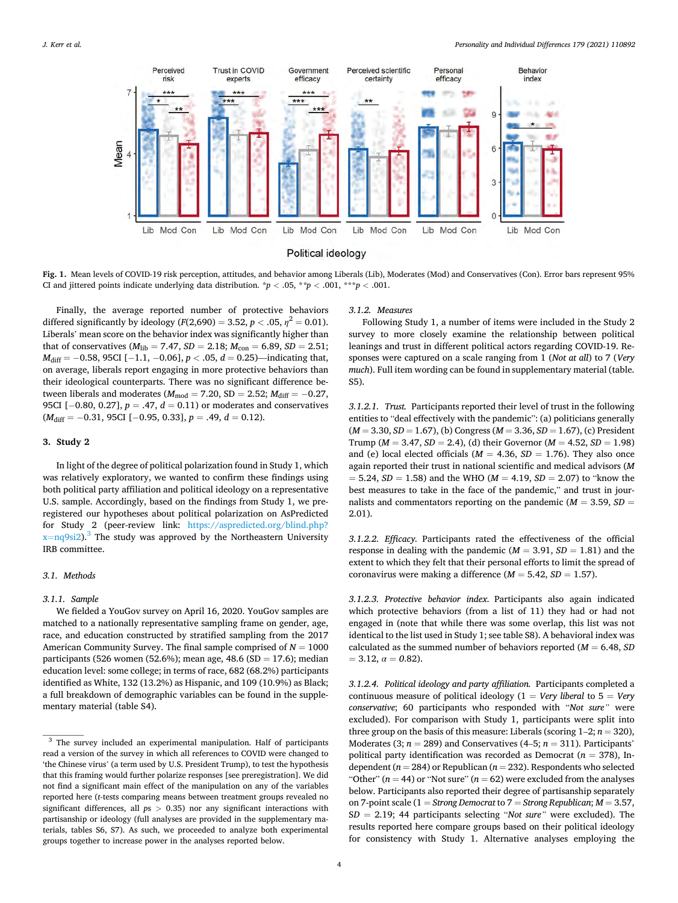**Fig. 1.** Mean levels of COVID-19 risk perception, attitudes, and behavior among Liberals (Lib), Moderates (Mod) and Conservatives (Con). Error bars represent 95% CI and jittered points indicate underlying data distribution. *$p < .05$, **$p < .001$, ***$p < .001$.

Finally, the average reported number of protective behaviors differed significantly by ideology ($F(2,690) = 3.52$, $p < .05$, $\eta^2 = 0.01$). Liberals' mean score on the behavior index was significantly higher than that of conservatives ($M_{lib} = 7.47$, $SD = 2.18$; $M_{con} = 6.89$, $SD = 2.51$; $M_{diff} = -0.58$, 95CI [−1.1, −0.06], $p < .05$, $d = 0.25$)—indicating that, on average, liberals report engaging in more protective behaviors than their ideological counterparts. There was no significant difference between liberals and moderates ($M_{mod} = 7.20$, SD = 2.52; $M_{diff} = -0.27$, 95CI [−0.80, 0.27], $p = .47$, $d = 0.11$) or moderates and conservatives ($M_{diff} = -0.31$, 95CI [−0.95, 0.33], $p = .49$, $d = 0.12$).

## 3. Study 2

In light of the degree of political polarization found in Study 1, which was relatively exploratory, we wanted to confirm these findings using both political party affiliation and political ideology on a representative U.S. sample. Accordingly, based on the findings from Study 1, we preregistered our hypotheses about political polarization on AsPredicted for Study 2 (peer-review link: https://aspredicted.org/blind.php?x=nq9si2).[3] The study was approved by the Northeastern University IRB committee.

### 3.1. Methods

#### 3.1.1. Sample

We fielded a YouGov survey on April 16, 2020. YouGov samples are matched to a nationally representative sampling frame on gender, age, race, and education constructed by stratified sampling from the 2017 American Community Survey. The final sample comprised of $N = 1000$ participants (526 women (52.6%); mean age, 48.6 (SD = 17.6); median education level: some college; in terms of race, 682 (68.2%) participants identified as White, 132 (13.2%) as Hispanic, and 109 (10.9%) as Black; a full breakdown of demographic variables can be found in the supplementary material (table S4).

#### 3.1.2. Measures

Following Study 1, a number of items were included in the Study 2 survey to more closely examine the relationship between political leanings and trust in different political actors regarding COVID-19. Responses were captured on a scale ranging from 1 (*Not at all*) to 7 (*Very much*). Full item wording can be found in supplementary material (table. S5).

3.1.2.1. *Trust.* Participants reported their level of trust in the following entities to "deal effectively with the pandemic": (a) politicians generally ($M = 3.30$, $SD = 1.67$), (b) Congress ($M = 3.36$, $SD = 1.67$), (c) President Trump ($M = 3.47$, $SD = 2.4$), (d) their Governor ($M = 4.52$, $SD = 1.98$) and (e) local elected officials ($M = 4.36$, $SD = 1.76$). They also once again reported their trust in national scientific and medical advisors ($M = 5.24$, $SD = 1.58$) and the WHO ($M = 4.19$, $SD = 2.07$) to "know the best measures to take in the face of the pandemic," and trust in journalists and commentators reporting on the pandemic ($M = 3.59$, $SD = 2.01$).

3.1.2.2. *Efficacy.* Participants rated the effectiveness of the official response in dealing with the pandemic ($M = 3.91$, $SD = 1.81$) and the extent to which they felt that their personal efforts to limit the spread of coronavirus were making a difference ($M = 5.42$, $SD = 1.57$).

3.1.2.3. *Protective behavior index.* Participants also again indicated which protective behaviors (from a list of 11) they had or had not engaged in (note that while there was some overlap, this list was not identical to the list used in Study 1; see table S8). A behavioral index was calculated as the summed number of behaviors reported ($M = 6.48$, $SD = 3.12$, $\alpha = 0.82$).

3.1.2.4. *Political ideology and party affiliation.* Participants completed a continuous measure of political ideology (1 = *Very liberal* to 5 = *Very conservative*; 60 participants who responded with "*Not sure*" were excluded). For comparison with Study 1, participants were split into three group on the basis of this measure: Liberals (scoring 1–2; $n = 320$), Moderates (3; $n = 289$) and Conservatives (4–5; $n = 311$). Participants' political party identification was recorded as Democrat ($n = 378$), Independent ($n = 284$) or Republican ($n = 232$). Respondents who selected "Other" ($n = 44$) or "Not sure" ($n = 62$) were excluded from the analyses below. Participants also reported their degree of partisanship separately on 7-point scale (1 = *Strong Democrat* to 7 = *Strong Republican*; $M = 3.57$, $SD = 2.19$; 44 participants selecting "*Not sure*" were excluded). The results reported here compare groups based on their political ideology for consistency with Study 1. Alternative analyses employing the

---

[3] The survey included an experimental manipulation. Half of participants read a version of the survey in which all references to COVID were changed to 'the Chinese virus' (a term used by U.S. President Trump), to test the hypothesis that this framing would further polarize responses [see preregistration]. We did not find a significant main effect of the manipulation on any of the variables reported here (t-tests comparing means between treatment groups revealed no significant differences, all $ps > 0.35$) nor any significant interactions with partisanship or ideology (full analyses are provided in the supplementary materials, tables S6, S7). As such, we proceeded to analyze both experimental groups together to increase power in the analyses reported below.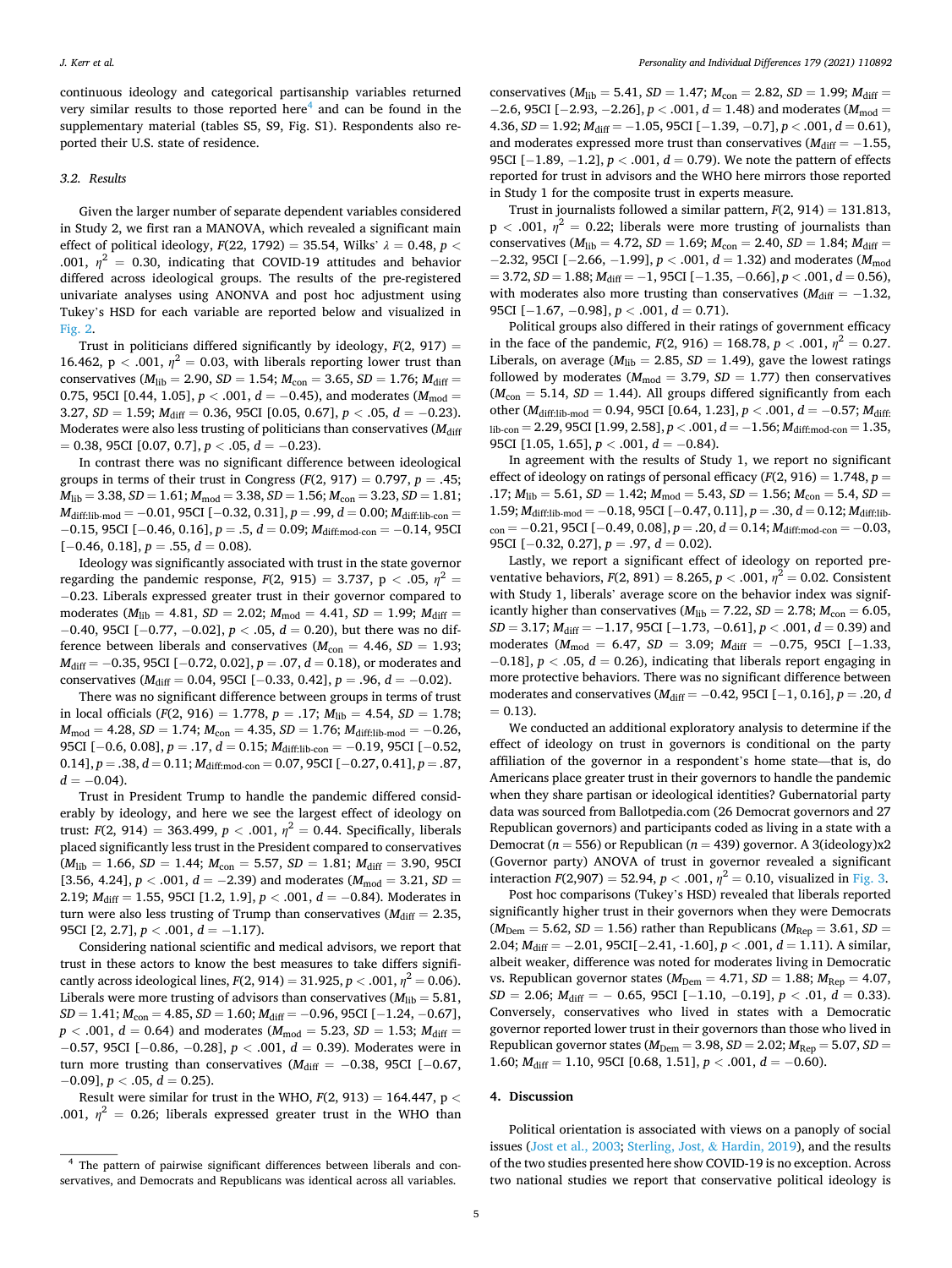continuous ideology and categorical partisanship variables returned very similar results to those reported here[4] and can be found in the supplementary material (tables S5, S9, Fig. S1). Respondents also reported their U.S. state of residence.

### 3.2. Results

Given the larger number of separate dependent variables considered in Study 2, we first ran a MANOVA, which revealed a significant main effect of political ideology, $F(22, 1792) = 35.54$, Wilks' $\lambda = 0.48$, $p < .001$, $\eta^2 = 0.30$, indicating that COVID-19 attitudes and behavior differed across ideological groups. The results of the pre-registered univariate analyses using ANONVA and post hoc adjustment using Tukey's HSD for each variable are reported below and visualized in Fig. 2.

Trust in politicians differed significantly by ideology, $F(2, 917) = 16.462$, $p < .001$, $\eta^2 = 0.03$, with liberals reporting lower trust than conservatives ($M_{lib} = 2.90$, $SD = 1.54$; $M_{con} = 3.65$, $SD = 1.76$; $M_{diff} = 0.75$, 95CI [0.44, 1.05], $p < .001$, $d = -0.45$), and moderates ($M_{mod} = 3.27$, $SD = 1.59$; $M_{diff} = 0.36$, 95CI [0.05, 0.67], $p < .05$, $d = -0.23$). Moderates were also less trusting of politicians than conservatives ($M_{diff} = 0.38$, 95CI [0.07, 0.7], $p < .05$, $d = -0.23$).

In contrast there was no significant difference between ideological groups in terms of their trust in Congress ($F(2, 917) = 0.797$, $p = .45$; $M_{lib} = 3.38$, $SD = 1.61$; $M_{mod} = 3.38$, $SD = 1.56$; $M_{con} = 3.23$, $SD = 1.81$; $M_{diff:lib\text{-}mod} = -0.01$, 95CI [−0.32, 0.31], $p = .99$, $d = 0.00$; $M_{diff:lib\text{-}con} = -0.15$, 95CI [−0.46, 0.16], $p = .5$, $d = 0.09$; $M_{diff:mod\text{-}con} = -0.14$, 95CI [−0.46, 0.18], $p = .55$, $d = 0.08$).

Ideology was significantly associated with trust in the state governor regarding the pandemic response, $F(2, 915) = 3.737$, $p < .05$, $\eta^2 = -0.23$. Liberals expressed greater trust in their governor compared to moderates ($M_{lib} = 4.81$, $SD = 2.02$; $M_{mod} = 4.41$, $SD = 1.99$; $M_{diff} = -0.40$, 95CI [−0.77, −0.02], $p < .05$, $d = 0.20$), but there was no difference between liberals and conservatives ($M_{con} = 4.46$, $SD = 1.93$; $M_{diff} = -0.35$, 95CI [−0.72, 0.02], $p = .07$, $d = 0.18$), or moderates and conservatives ($M_{diff} = 0.04$, 95CI [−0.33, 0.42], $p = .96$, $d = -0.02$).

There was no significant difference between groups in terms of trust in local officials ($F(2, 916) = 1.778$, $p = .17$; $M_{lib} = 4.54$, $SD = 1.78$; $M_{mod} = 4.28$, $SD = 1.74$; $M_{con} = 4.35$, $SD = 1.76$; $M_{diff:lib\text{-}mod} = -0.26$, 95CI [−0.6, 0.08], $p = .17$, $d = 0.15$; $M_{diff:lib\text{-}con} = -0.19$, 95CI [−0.52, 0.14], $p = .38$, $d = 0.11$; $M_{diff:mod\text{-}con} = 0.07$, 95CI [−0.27, 0.41], $p = .87$, $d = -0.04$).

Trust in President Trump to handle the pandemic differed considerably by ideology, and here we see the largest effect of ideology on trust: $F(2, 914) = 363.499$, $p < .001$, $\eta^2 = 0.44$. Specifically, liberals placed significantly less trust in the President compared to conservatives ($M_{lib} = 1.66$, $SD = 1.44$; $M_{con} = 5.57$, $SD = 1.81$; $M_{diff} = 3.90$, 95CI [3.56, 4.24], $p < .001$, $d = -2.39$) and moderates ($M_{mod} = 3.21$, $SD = 2.19$; $M_{diff} = 1.55$, 95CI [1.2, 1.9], $p < .001$, $d = -0.84$). Moderates in turn were also less trusting of Trump than conservatives ($M_{diff} = 2.35$, 95CI [2, 2.7], $p < .001$, $d = -1.17$).

Considering national scientific and medical advisors, we report that trust in these actors to know the best measures to take differs significantly across ideological lines, $F(2, 914) = 31.925$, $p < .001$, $\eta^2 = 0.06$). Liberals were more trusting of advisors than conservatives ($M_{lib} = 5.81$, $SD = 1.41$; $M_{con} = 4.85$, $SD = 1.60$; $M_{diff} = -0.96$, 95CI [−1.24, −0.67], $p < .001$, $d = 0.64$) and moderates ($M_{mod} = 5.23$, $SD = 1.53$; $M_{diff} = -0.57$, 95CI [−0.86, −0.28], $p < .001$, $d = 0.39$). Moderates were in turn more trusting than conservatives ($M_{diff} = -0.38$, 95CI [−0.67, −0.09], $p < .05$, $d = 0.25$).

Result were similar for trust in the WHO, $F(2, 913) = 164.447$, $p < .001$, $\eta^2 = 0.26$; liberals expressed greater trust in the WHO than conservatives ($M_{lib} = 5.41$, $SD = 1.47$; $M_{con} = 2.82$, $SD = 1.99$; $M_{diff} = -2.6$, 95CI [−2.93, −2.26], $p < .001$, $d = 1.48$) and moderates ($M_{mod} = 4.36$, $SD = 1.92$; $M_{diff} = -1.05$, 95CI [−1.39, −0.7], $p < .001$, $d = 0.61$), and moderates expressed more trust than conservatives ($M_{diff} = -1.55$, 95CI [−1.89, −1.2], $p < .001$, $d = 0.79$). We note the pattern of effects reported for trust in advisors and the WHO here mirrors those reported in Study 1 for the composite trust in experts measure.

Trust in journalists followed a similar pattern, $F(2, 914) = 131.813$, $p < .001$, $\eta^2 = 0.22$; liberals were more trusting of journalists than conservatives ($M_{lib} = 4.72$, $SD = 1.69$; $M_{con} = 2.40$, $SD = 1.84$; $M_{diff} = -2.32$, 95CI [−2.66, −1.99], $p < .001$, $d = 1.32$) and moderates ($M_{mod} = 3.72$, $SD = 1.88$; $M_{diff} = -1$, 95CI [−1.35, −0.66], $p < .001$, $d = 0.56$), with moderates also more trusting than conservatives ($M_{diff} = -1.32$, 95CI [−1.67, −0.98], $p < .001$, $d = 0.71$).

Political groups also differed in their ratings of government efficacy in the face of the pandemic, $F(2, 916) = 168.78$, $p < .001$, $\eta^2 = 0.27$. Liberals, on average ($M_{lib} = 2.85$, $SD = 1.49$), gave the lowest ratings followed by moderates ($M_{mod} = 3.79$, $SD = 1.77$) then conservatives ($M_{con} = 5.14$, $SD = 1.44$). All groups differed significantly from each other ($M_{diff:lib\text{-}mod} = 0.94$, 95CI [0.64, 1.23], $p < .001$, $d = -0.57$; $M_{diff:lib\text{-}con} = 2.29$, 95CI [1.99, 2.58], $p < .001$, $d = -1.56$; $M_{diff:mod\text{-}con} = 1.35$, 95CI [1.05, 1.65], $p < .001$, $d = -0.84$).

In agreement with the results of Study 1, we report no significant effect of ideology on ratings of personal efficacy ($F(2, 916) = 1.748$, $p = .17$; $M_{lib} = 5.61$, $SD = 1.42$; $M_{mod} = 5.43$, $SD = 1.56$; $M_{con} = 5.4$, $SD = 1.59$; $M_{diff:lib\text{-}mod} = -0.18$, 95CI [−0.47, 0.11], $p = .30$, $d = 0.12$; $M_{diff:lib\text{-}con} = -0.21$, 95CI [−0.49, 0.08], $p = .20$, $d = 0.14$; $M_{diff:mod\text{-}con} = -0.03$, 95CI [−0.32, 0.27], $p = .97$, $d = 0.02$).

Lastly, we report a significant effect of ideology on reported preventative behaviors, $F(2, 891) = 8.265$, $p < .001$, $\eta^2 = 0.02$. Consistent with Study 1, liberals' average score on the behavior index was significantly higher than conservatives ($M_{lib} = 7.22$, $SD = 2.78$; $M_{con} = 6.05$, $SD = 3.17$; $M_{diff} = -1.17$, 95CI [−1.73, −0.61], $p < .001$, $d = 0.39$) and moderates ($M_{mod} = 6.47$, $SD = 3.09$; $M_{diff} = -0.75$, 95CI [−1.33, −0.18], $p < .05$, $d = 0.26$), indicating that liberals report engaging in more protective behaviors. There was no significant difference between moderates and conservatives ($M_{diff} = -0.42$, 95CI [−1, 0.16], $p = .20$, $d = 0.13$).

We conducted an additional exploratory analysis to determine if the effect of ideology on trust in governors is conditional on the party affiliation of the governor in a respondent's home state—that is, do Americans place greater trust in their governors to handle the pandemic when they share partisan or ideological identities? Gubernatorial party data was sourced from Ballotpedia.com (26 Democrat governors and 27 Republican governors) and participants coded as living in a state with a Democrat ($n = 556$) or Republican ($n = 439$) governor. A 3(ideology)x2 (Governor party) ANOVA of trust in governor revealed a significant interaction $F(2,907) = 52.94$, $p < .001$, $\eta^2 = 0.10$, visualized in Fig. 3.

Post hoc comparisons (Tukey's HSD) revealed that liberals reported significantly higher trust in their governors when they were Democrats ($M_{Dem} = 5.62$, $SD = 1.56$) rather than Republicans ($M_{Rep} = 3.61$, $SD = 2.04$; $M_{diff} = -2.01$, 95CI[−2.41, −1.60], $p < .001$, $d = 1.11$). A similar, albeit weaker, difference was noted for moderates living in Democratic vs. Republican governor states ($M_{Dem} = 4.71$, $SD = 1.88$; $M_{Rep} = 4.07$, $SD = 2.06$; $M_{diff} = -0.65$, 95CI [−1.10, −0.19], $p < .01$, $d = 0.33$). Conversely, conservatives who lived in states with a Democratic governor reported lower trust in their governors than those who lived in Republican governor states ($M_{Dem} = 3.98$, $SD = 2.02$; $M_{Rep} = 5.07$, $SD = 1.60$; $M_{diff} = 1.10$, 95CI [0.68, 1.51], $p < .001$, $d = -0.60$).

## 4. Discussion

Political orientation is associated with views on a panoply of social issues (Jost et al., 2003; Sterling, Jost, & Hardin, 2019), and the results of the two studies presented here show COVID-19 is no exception. Across two national studies we report that conservative political ideology is

---

[4] The pattern of pairwise significant differences between liberals and conservatives, and Democrats and Republicans was identical across all variables.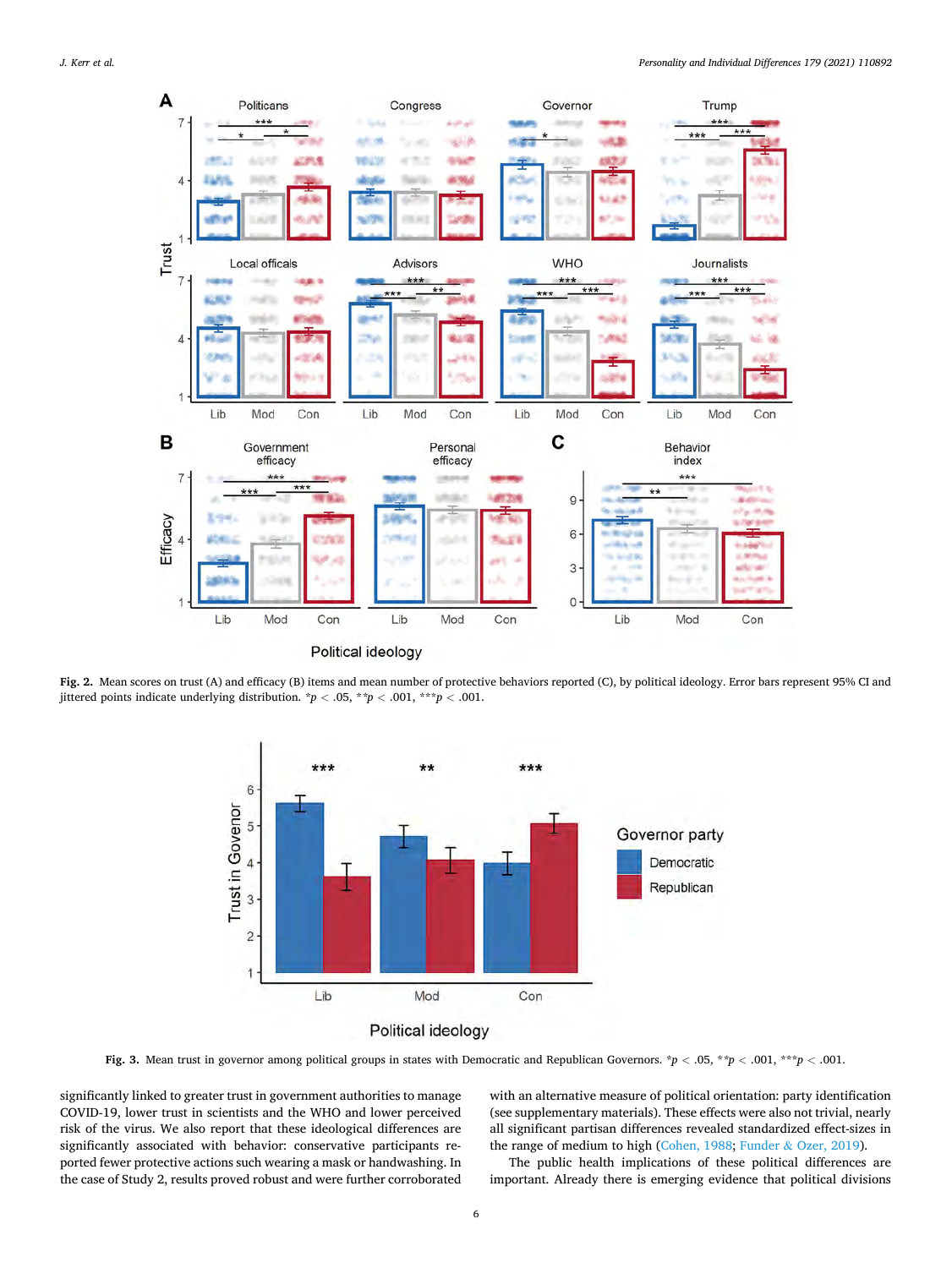**Fig. 2.** Mean scores on trust (A) and efficacy (B) items and mean number of protective behaviors reported (C), by political ideology. Error bars represent 95% CI and jittered points indicate underlying distribution. *$p$ < .05, **$p$ < .001, ***$p$ < .001.

**Fig. 3.** Mean trust in governor among political groups in states with Democratic and Republican Governors. *$p$ < .05, **$p$ < .001, ***$p$ < .001.

significantly linked to greater trust in government authorities to manage COVID-19, lower trust in scientists and the WHO and lower perceived risk of the virus. We also report that these ideological differences are significantly associated with behavior: conservative participants reported fewer protective actions such wearing a mask or handwashing. In the case of Study 2, results proved robust and were further corroborated with an alternative measure of political orientation: party identification (see supplementary materials). These effects were also not trivial, nearly all significant partisan differences revealed standardized effect-sizes in the range of medium to high (Cohen, 1988; Funder & Ozer, 2019).

The public health implications of these political differences are important. Already there is emerging evidence that political divisions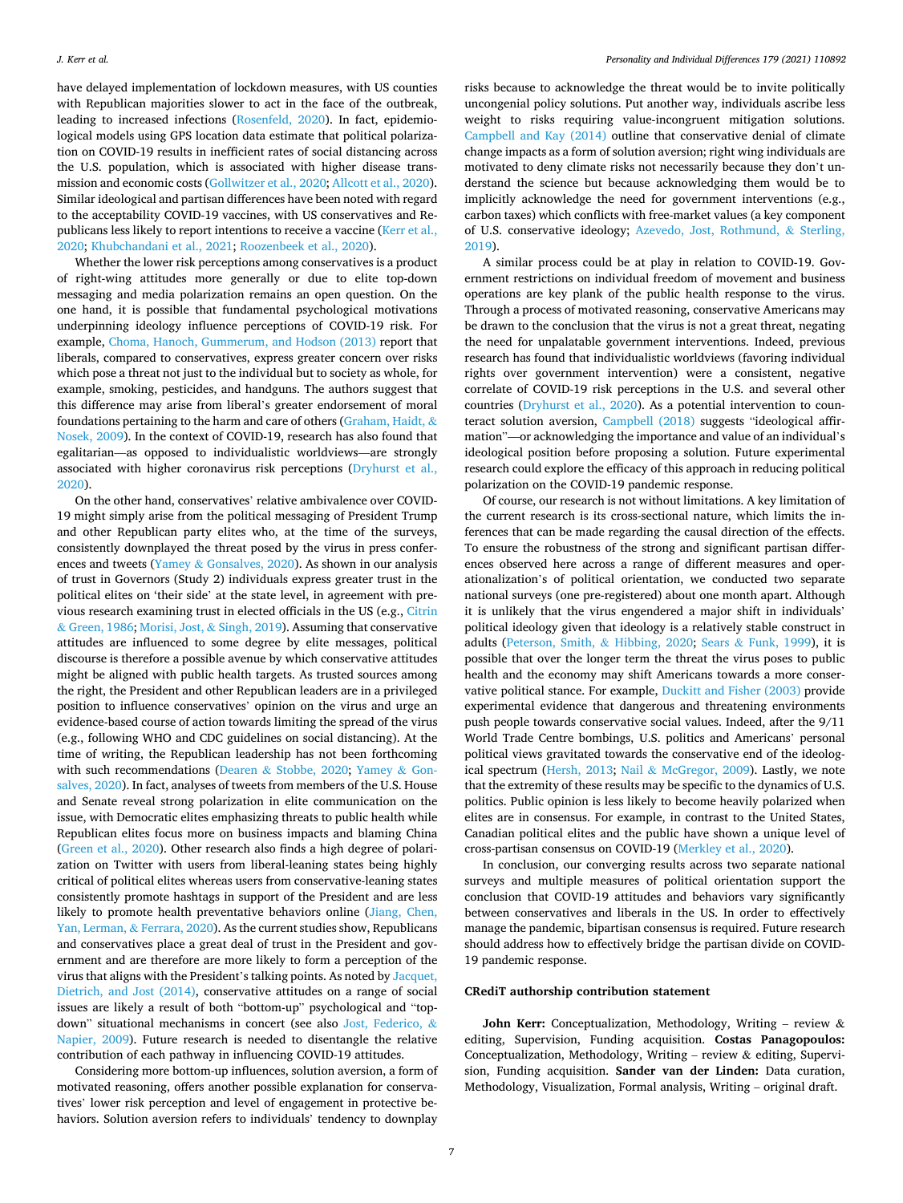have delayed implementation of lockdown measures, with US counties with Republican majorities slower to act in the face of the outbreak, leading to increased infections (Rosenfeld, 2020). In fact, epidemiological models using GPS location data estimate that political polarization on COVID-19 results in inefficient rates of social distancing across the U.S. population, which is associated with higher disease transmission and economic costs (Gollwitzer et al., 2020; Allcott et al., 2020). Similar ideological and partisan differences have been noted with regard to the acceptability COVID-19 vaccines, with US conservatives and Republicans less likely to report intentions to receive a vaccine (Kerr et al., 2020; Khubchandani et al., 2021; Roozenbeek et al., 2020).

Whether the lower risk perceptions among conservatives is a product of right-wing attitudes more generally or due to elite top-down messaging and media polarization remains an open question. On the one hand, it is possible that fundamental psychological motivations underpinning ideology influence perceptions of COVID-19 risk. For example, Choma, Hanoch, Gummerum, and Hodson (2013) report that liberals, compared to conservatives, express greater concern over risks which pose a threat not just to the individual but to society as whole, for example, smoking, pesticides, and handguns. The authors suggest that this difference may arise from liberal's greater endorsement of moral foundations pertaining to the harm and care of others (Graham, Haidt, & Nosek, 2009). In the context of COVID-19, research has also found that egalitarian—as opposed to individualistic worldviews—are strongly associated with higher coronavirus risk perceptions (Dryhurst et al., 2020).

On the other hand, conservatives' relative ambivalence over COVID-19 might simply arise from the political messaging of President Trump and other Republican party elites who, at the time of the surveys, consistently downplayed the threat posed by the virus in press conferences and tweets (Yamey & Gonsalves, 2020). As shown in our analysis of trust in Governors (Study 2) individuals express greater trust in the political elites on 'their side' at the state level, in agreement with previous research examining trust in elected officials in the US (e.g., Citrin & Green, 1986; Morisi, Jost, & Singh, 2019). Assuming that conservative attitudes are influenced to some degree by elite messages, political discourse is therefore a possible avenue by which conservative attitudes might be aligned with public health targets. As trusted sources among the right, the President and other Republican leaders are in a privileged position to influence conservatives' opinion on the virus and urge an evidence-based course of action towards limiting the spread of the virus (e.g., following WHO and CDC guidelines on social distancing). At the time of writing, the Republican leadership has not been forthcoming with such recommendations (Dearen & Stobbe, 2020; Yamey & Gonsalves, 2020). In fact, analyses of tweets from members of the U.S. House and Senate reveal strong polarization in elite communication on the issue, with Democratic elites emphasizing threats to public health while Republican elites focus more on business impacts and blaming China (Green et al., 2020). Other research also finds a high degree of polarization on Twitter with users from liberal-leaning states being highly critical of political elites whereas users from conservative-leaning states consistently promote hashtags in support of the President and are less likely to promote health preventative behaviors online (Jiang, Chen, Yan, Lerman, & Ferrara, 2020). As the current studies show, Republicans and conservatives place a great deal of trust in the President and government and are therefore are more likely to form a perception of the virus that aligns with the President's talking points. As noted by Jacquet, Dietrich, and Jost (2014), conservative attitudes on a range of social issues are likely a result of both "bottom-up" psychological and "top-down" situational mechanisms in concert (see also Jost, Federico, & Napier, 2009). Future research is needed to disentangle the relative contribution of each pathway in influencing COVID-19 attitudes.

Considering more bottom-up influences, solution aversion, a form of motivated reasoning, offers another possible explanation for conservatives' lower risk perception and level of engagement in protective behaviors. Solution aversion refers to individuals' tendency to downplay risks because to acknowledge the threat would be to invite politically uncongenial policy solutions. Put another way, individuals ascribe less weight to risks requiring value-incongruent mitigation solutions. Campbell and Kay (2014) outline that conservative denial of climate change impacts as a form of solution aversion; right wing individuals are motivated to deny climate risks not necessarily because they don't understand the science but because acknowledging them would be to implicitly acknowledge the need for government interventions (e.g., carbon taxes) which conflicts with free-market values (a key component of U.S. conservative ideology; Azevedo, Jost, Rothmund, & Sterling, 2019).

A similar process could be at play in relation to COVID-19. Government restrictions on individual freedom of movement and business operations are key plank of the public health response to the virus. Through a process of motivated reasoning, conservative Americans may be drawn to the conclusion that the virus is not a great threat, negating the need for unpalatable government interventions. Indeed, previous research has found that individualistic worldviews (favoring individual rights over government intervention) were a consistent, negative correlate of COVID-19 risk perceptions in the U.S. and several other countries (Dryhurst et al., 2020). As a potential intervention to counteract solution aversion, Campbell (2018) suggests "ideological affirmation"—or acknowledging the importance and value of an individual's ideological position before proposing a solution. Future experimental research could explore the efficacy of this approach in reducing political polarization on the COVID-19 pandemic response.

Of course, our research is not without limitations. A key limitation of the current research is its cross-sectional nature, which limits the inferences that can be made regarding the causal direction of the effects. To ensure the robustness of the strong and significant partisan differences observed here across a range of different measures and operationalization's of political orientation, we conducted two separate national surveys (one pre-registered) about one month apart. Although it is unlikely that the virus engendered a major shift in individuals' political ideology given that ideology is a relatively stable construct in adults (Peterson, Smith, & Hibbing, 2020; Sears & Funk, 1999), it is possible that over the longer term the threat the virus poses to public health and the economy may shift Americans towards a more conservative political stance. For example, Duckitt and Fisher (2003) provide experimental evidence that dangerous and threatening environments push people towards conservative social values. Indeed, after the 9/11 World Trade Centre bombings, U.S. politics and Americans' personal political views gravitated towards the conservative end of the ideological spectrum (Hersh, 2013; Nail & McGregor, 2009). Lastly, we note that the extremity of these results may be specific to the dynamics of U.S. politics. Public opinion is less likely to become heavily polarized when elites are in consensus. For example, in contrast to the United States, Canadian political elites and the public have shown a unique level of cross-partisan consensus on COVID-19 (Merkley et al., 2020).

In conclusion, our converging results across two separate national surveys and multiple measures of political orientation support the conclusion that COVID-19 attitudes and behaviors vary significantly between conservatives and liberals in the US. In order to effectively manage the pandemic, bipartisan consensus is required. Future research should address how to effectively bridge the partisan divide on COVID-19 pandemic response.

## CRediT authorship contribution statement

**John Kerr:** Conceptualization, Methodology, Writing – review & editing, Supervision, Funding acquisition. **Costas Panagopoulos:** Conceptualization, Methodology, Writing – review & editing, Supervision, Funding acquisition. **Sander van der Linden:** Data curation, Methodology, Visualization, Formal analysis, Writing – original draft.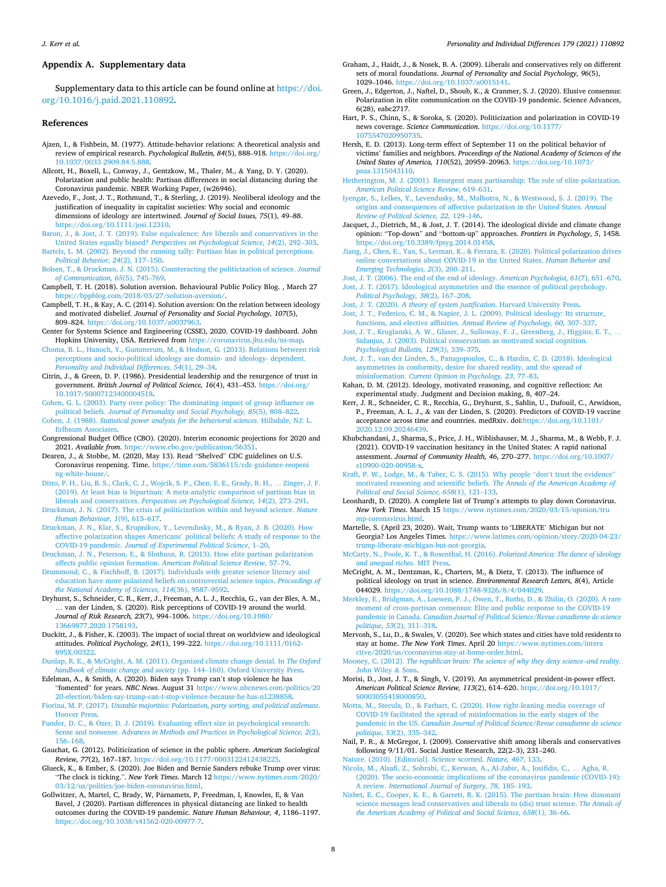## Appendix A. Supplementary data

Supplementary data to this article can be found online at https://doi.org/10.1016/j.paid.2021.110892.

## References

Ajzen, I., & Fishbein, M. (1977). Attitude-behavior relations: A theoretical analysis and review of empirical research. *Psychological Bulletin, 84*(5), 888–918. https://doi.org/10.1037/0033-2909.84.5.888.

Allcott, H., Boxell, L., Conway, J., Gentzkow, M., Thaler, M., & Yang, D. Y. (2020). Polarization and public health: Partisan differences in social distancing during the Coronavirus pandemic. NBER Working Paper, (w26946).

Azevedo, F., Jost, J. T., Rothmund, T., & Sterling, J. (2019). Neoliberal ideology and the justification of inequality in capitalist societies: Why social and economic dimensions of ideology are intertwined. *Journal of Social Issues, 75*(1), 49–88. https://doi.org/10.1111/josi.12310.

Baron, J., & Jost, J. T. (2019). False equivalence: Are liberals and conservatives in the United States equally biased? *Perspectives on Psychological Science, 14*(2), 292–303.

Bartels, L. M. (2002). Beyond the running tally: Partisan bias in political perceptions. *Political Behavior, 24*(2), 117–150.

Bolsen, T., & Druckman, J. N. (2015). Counteracting the politicization of science. *Journal of Communication, 65*(5), 745–769.

Campbell, T. H. (2018). Solution aversion. Behavioural Public Policy Blog. , March 27 https://bppblog.com/2018/03/27/solution-aversion/.

Campbell, T. H., & Kay, A. C. (2014). Solution aversion: On the relation between ideology and motivated disbelief. *Journal of Personality and Social Psychology, 107*(5), 809–824. https://doi.org/10.1037/a0037963.

Center for Systems Science and Engineering (CSSE), 2020. COVID-19 dashboard. John Hopkins University, USA. Retrieved from https://coronavirus.jhu.edu/us-map.

Choma, B. L., Hanoch, Y., Gummerum, M., & Hodson, G. (2013). Relations between risk perceptions and socio-political ideology are domain- and ideology- dependent. *Personality and Individual Differences, 54*(1), 29–34.

Citrin, J., & Green, D. P. (1986). Presidential leadership and the resurgence of trust in government. *British Journal of Political Science, 16*(4), 431–453. https://doi.org/10.1017/S0007123400004518.

Cohen, G. L. (2003). Party over policy: The dominating impact of group influence on political beliefs. *Journal of Personality and Social Psychology, 85*(5), 808–822.

Cohen, J. (1988). *Statistical power analysis for the behavioral sciences*. Hillsdale, NJ: L. Erlbaum Associates.

Congressional Budget Office (CBO). (2020). Interim economic projections for 2020 and 2021. *Available from*. https://www.cbo.gov/publication/56351.

Dearen, J., & Stobbe, M. (2020, May 13). Read "Shelved" CDC guidelines on U.S. Coronavirus reopening. Time. https://time.com/5836115/cdc-guidance-reopening-white-house/.

Ditto, P. H., Liu, B. S., Clark, C. J., Wojcik, S. P., Chen, E. E., Grady, R. H., … Zinger, J. F. (2019). At least bias is bipartisan: A meta-analytic comparison of partisan bias in liberals and conservatives. *Perspectives on Psychological Science, 14*(2), 273–291.

Druckman, J. N. (2017). The crisis of politicization within and beyond science. *Nature Human Behaviour, 1*(9), 615–617.

Druckman, J. N., Klar, S., Krupnikov, Y., Levendusky, M., & Ryan, J. B. (2020). How affective polarization shapes Americans' political beliefs: A study of response to the COVID-19 pandemic. *Journal of Experimental Political Science*, 1–20.

Druckman, J. N., Peterson, E., & Slothuus, R. (2013). How elite partisan polarization affects public opinion formation. *American Political Science Review*, 57–79.

Drummond, C., & Fischhoff, B. (2017). Individuals with greater science literacy and education have more polarized beliefs on controversial science topics. *Proceedings of the National Academy of Sciences, 114*(36), 9587–9592.

Dryhurst, S., Schneider, C. R., Kerr, J., Freeman, A. L. J., Recchia, G., van der Bles, A. M., … van der Linden, S. (2020). Risk perceptions of COVID-19 around the world. *Journal of Risk Research, 23*(7), 994–1006. https://doi.org/10.1080/13669877.2020.1758193.

Duckitt, J., & Fisher, K. (2003). The impact of social threat on worldview and ideological attitudes. *Political Psychology, 24*(1), 199–222. https://doi.org/10.1111/0162-895X.00322.

Dunlap, R. E., & McCright, A. M. (2011). Organized climate change denial. In *The Oxford handbook of climate change and society* (pp. 144–160). Oxford University Press.

Edelman, A., & Smith, A. (2020). Biden says Trump can't stop violence he has "fomented" for years. *NBC News*. August 31 https://www.nbcnews.com/politics/2020-election/biden-say-trump-can-t-stop-violence-because-he-has-n1238858.

Fiorina, M. P. (2017). *Unstable majorities: Polarization, party sorting, and political stalemate*. Hoover Press.

Funder, D. C., & Ozer, D. J. (2019). Evaluating effect size in psychological research: Sense and nonsense. *Advances in Methods and Practices in Psychological Science, 2*(2), 156–168.

Gauchat, G. (2012). Politicization of science in the public sphere. *American Sociological Review, 77*(2), 167–187. https://doi.org/10.1177/0003122412438225.

Glueck, K., & Ember, S. (2020). Joe Biden and Bernie Sanders rebuke Trump over virus: "The clock is ticking.". *New York Times*. March 12 https://www.nytimes.com/2020/03/12/us/politics/joe-biden-coronavirus.html.

Gollwitzer, A, Martel, C, Brady, W, Pärnamets, P, Freedman, I, Knowles, E, & Van Bavel, J (2020). Partisan differences in physical distancing are linked to health outcomes during the COVID-19 pandemic. *Nature Human Behaviour, 4*, 1186–1197. https://doi.org/10.1038/s41562-020-00977-7.

Graham, J., Haidt, J., & Nosek, B. A. (2009). Liberals and conservatives rely on different sets of moral foundations. *Journal of Personality and Social Psychology, 96*(5), 1029–1046. https://doi.org/10.1037/a0015141.

Green, J., Edgerton, J., Naftel, D., Shoub, K., & Cranmer, S. J. (2020). Elusive consensus: Polarization in elite communication on the COVID-19 pandemic. Science Advances, 6(28), eabc2717.

Hart, P. S., Chinn, S., & Soroka, S. (2020). Politicization and polarization in COVID-19 news coverage. *Science Communication*. https://doi.org/10.1177/1075547020950735.

Hersh, E. D. (2013). Long-term effect of September 11 on the political behavior of victims' families and neighbors. *Proceedings of the National Academy of Sciences of the United States of America, 110*(52), 20959–20963. https://doi.org/10.1073/pnas.1315043110.

Hetherington, M. J. (2001). Resurgent mass partisanship: The role of elite polarization. *American Political Science Review*, 619–631.

Iyengar, S., Lelkes, Y., Levendusky, M., Malhotra, N., & Westwood, S. J. (2019). The origins and consequences of affective polarization in the United States. *Annual Review of Political Science, 22*, 129–146.

Jacquet, J., Dietrich, M., & Jost, J. T. (2014). The ideological divide and climate change opinion: "Top-down" and "bottom-up" approaches. *Frontiers in Psychology, 5*, 1458. https://doi.org/10.3389/fpsyg.2014.01458.

Jiang, J., Chen, E., Yan, S., Lerman, K., & Ferrara, E. (2020). Political polarization drives online conversations about COVID-19 in the United States. *Human Behavior and Emerging Technologies, 2*(3), 200–211.

Jost, J. T. (2006). The end of the end of ideology. *American Psychologist, 61*(7), 651–670.

Jost, J. T. (2017). Ideological asymmetries and the essence of political psychology. *Political Psychology, 38*(2), 167–208.

Jost, J. T. (2020). *A theory of system justification*. Harvard University Press.

Jost, J. T., Federico, C. M., & Napier, J. L. (2009). Political ideology: Its structure, functions, and elective affinities. *Annual Review of Psychology, 60*, 307–337.

Jost, J. T., Kruglanski, A. W., Glaser, J., Sulloway, F. J., Greenberg, J., Higgins, E. T., … Sidanjus, J. (2003). Political conservatism as motivated social cognition. *Psychological Bulletin, 129*(3), 339–375.

Jost, J. T., van der Linden, S., Panagopoulos, C., & Hardin, C. D. (2018). Ideological asymmetries in conformity, desire for shared reality, and the spread of misinformation. *Current Opinion in Psychology, 23*, 77–83.

Kahan, D. M. (2012). Ideology, motivated reasoning, and cognitive reflection: An experimental study. Judgment and Decision making, 8, 407–24.

Kerr, J. R., Schneider, C. R., Recchia, G., Dryhurst, S., Sahlin, U., Dufouil, C., Arwidson, P., Freeman, A. L. J., & van der Linden, S. (2020). Predictors of COVID-19 vaccine acceptance across time and countries. medRxiv. doi:https://doi.org/10.1101/2020.12.09.20246439.

Khubchandani, J., Sharma, S., Price, J. H., Wiblishauser, M. J., Sharma, M., & Webb, F. J. (2021). COVID-19 vaccination hesitancy in the United States: A rapid national assessment. *Journal of Community Health, 46*, 270–277. https://doi.org/10.1007/s10900-020-00958-x.

Kraft, P. W., Lodge, M., & Taber, C. S. (2015). Why people "don't trust the evidence" motivated reasoning and scientific beliefs. *The Annals of the American Academy of Political and Social Science, 658*(1), 121–133.

Leonhardt, D. (2020). A complete list of Trump's attempts to play down Coronavirus. *New York Times*. March 15 https://www.nytimes.com/2020/03/15/opinion/trump-coronavirus.html.

Martelle, S. (April 23, 2020). Wait, Trump wants to 'LIBERATE' Michigan but not Georgia? Los Angeles Times. https://www.latimes.com/opinion/story/2020-04-23/trump-liberate-michigan-but-not-georgia.

McCarty, N., Poole, K. T., & Rosenthal, H. (2016). *Polarized America: The dance of ideology and unequal riches*. MIT Press.

McCright, A. M., Dentzman, K., Charters, M., & Dietz, T. (2013). The influence of political ideology on trust in science. *Environmental Research Letters, 8*(4), Article 044029. https://doi.org/10.1088/1748-9326/8/4/044029.

Merkley, E., Bridgman, A., Loewen, P. J., Owen, T., Ruths, D., & Zhilin, O. (2020). A rare moment of cross-partisan consensus: Elite and public response to the COVID-19 pandemic in Canada. *Canadian Journal of Political Science/Revue canadienne de science politique, 53*(2), 311–318.

Mervosh, S., Lu, D., & Swales, V. (2020). See which states and cities have told residents to stay at home. *The New York Times*. April 20 https://www.nytimes.com/interactive/2020/us/coronavirus-stay-at-home-order.html.

Mooney, C. (2012). *The republican brain: The science of why they deny science–and reality*. John Wiley & Sons.

Morisi, D., Jost, J. T., & Singh, V. (2019). An asymmetrical president-in-power effect. *American Political Science Review, 113*(2), 614–620. https://doi.org/10.1017/S0003055418000850.

Motta, M., Stecula, D., & Farhart, C. (2020). How right-leaning media coverage of COVID-19 facilitated the spread of misinformation in the early stages of the pandemic in the US. *Canadian Journal of Political Science/Revue canadienne de science politique, 53*(2), 335–342.

Nail, P. R., & McGregor, I. (2009). Conservative shift among liberals and conservatives following 9/11/01. Social Justice Research, 22(2–3), 231–240.

Nature. (2010). [Editorial]. Science scorned. *Nature, 467*, 133.

Nicola, M., Alsafi, Z., Sohrabi, C., Kerwan, A., Al-Jabir, A., Iosifidis, C., … Agha, R. (2020). The socio-economic implications of the coronavirus pandemic (COVID-19): A review. *International Journal of Surgery, 78*, 185–193.

Nisbet, E. C., Cooper, K. E., & Garrett, R. K. (2015). The partisan brain: How dissonant science messages lead conservatives and liberals to (dis) trust science. *The Annals of the American Academy of Political and Social Science, 658*(1), 36–66.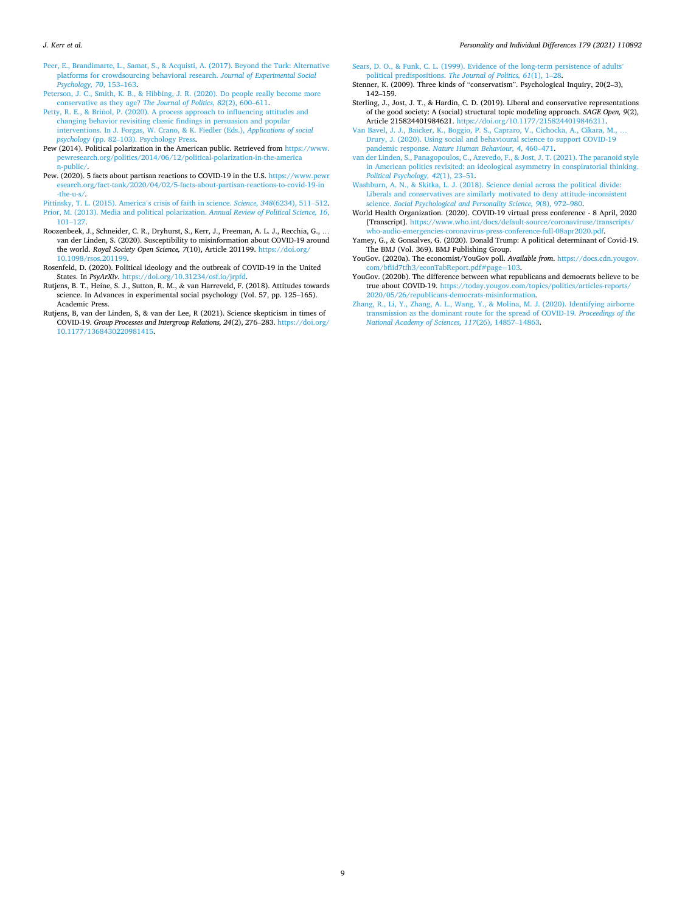Peer, E., Brandimarte, L., Samat, S., & Acquisti, A. (2017). Beyond the Turk: Alternative platforms for crowdsourcing behavioral research. *Journal of Experimental Social Psychology, 70*, 153–163.

Peterson, J. C., Smith, K. B., & Hibbing, J. R. (2020). Do people really become more conservative as they age? *The Journal of Politics, 82*(2), 600–611.

Petty, R. E., & Briñol, P. (2020). A process approach to influencing attitudes and changing behavior revisiting classic findings in persuasion and popular interventions. In J. Forgas, W. Crano, & K. Fiedler (Eds.), *Applications of social psychology* (pp. 82–103). Psychology Press.

Pew (2014). Political polarization in the American public. Retrieved from https://www.pewresearch.org/politics/2014/06/12/political-polarization-in-the-american-public/.

Pew. (2020). 5 facts about partisan reactions to COVID-19 in the U.S. https://www.pewresearch.org/fact-tank/2020/04/02/5-facts-about-partisan-reactions-to-covid-19-in-the-u-s/.

Pittinsky, T. L. (2015). America's crisis of faith in science. *Science, 348*(6234), 511–512.

Prior, M. (2013). Media and political polarization. *Annual Review of Political Science, 16*, 101–127.

Roozenbeek, J., Schneider, C. R., Dryhurst, S., Kerr, J., Freeman, A. L. J., Recchia, G., … van der Linden, S. (2020). Susceptibility to misinformation about COVID-19 around the world. *Royal Society Open Science, 7*(10), Article 201199. https://doi.org/10.1098/rsos.201199.

Rosenfeld, D. (2020). Political ideology and the outbreak of COVID-19 in the United States. In *PsyArXiv*. https://doi.org/10.31234/osf.io/jrpfd.

Rutjens, B. T., Heine, S. J., Sutton, R. M., & van Harreveld, F. (2018). Attitudes towards science. In Advances in experimental social psychology (Vol. 57, pp. 125–165). Academic Press.

Rutjens, B, van der Linden, S, & van der Lee, R (2021). Science skepticism in times of COVID-19. *Group Processes and Intergroup Relations, 24*(2), 276–283. https://doi.org/10.1177/1368430220981415.

Sears, D. O., & Funk, C. L. (1999). Evidence of the long-term persistence of adults' political predispositions. *The Journal of Politics, 61*(1), 1–28.

Stenner, K. (2009). Three kinds of "conservatism". Psychological Inquiry, 20(2–3), 142–159.

Sterling, J., Jost, J. T., & Hardin, C. D. (2019). Liberal and conservative representations of the good society: A (social) structural topic modeling approach. *SAGE Open, 9*(2), Article 215824401984621. https://doi.org/10.1177/2158244019846211.

Van Bavel, J. J., Baicker, K., Boggio, P. S., Capraro, V., Cichocka, A., Cikara, M., … Drury, J. (2020). Using social and behavioural science to support COVID-19 pandemic response. *Nature Human Behaviour, 4*, 460–471.

van der Linden, S., Panagopoulos, C., Azevedo, F., & Jost, J. T. (2021). The paranoid style in American politics revisited: an ideological asymmetry in conspiratorial thinking. *Political Psychology, 42*(1), 23–51.

Washburn, A. N., & Skitka, L. J. (2018). Science denial across the political divide: Liberals and conservatives are similarly motivated to deny attitude-inconsistent science. *Social Psychological and Personality Science, 9*(8), 972–980.

World Health Organization. (2020). COVID-19 virtual press conference - 8 April, 2020 [Transcript]. https://www.who.int/docs/default-source/coronaviruse/transcripts/who-audio-emergencies-coronavirus-press-conference-full-08apr2020.pdf.

Yamey, G., & Gonsalves, G. (2020). Donald Trump: A political determinant of Covid-19. The BMJ (Vol. 369). BMJ Publishing Group.

YouGov. (2020a). The economist/YouGov poll. *Available from*. https://docs.cdn.yougov.com/bfiid7tfh3/econTabReport.pdf#page=103.

YouGov. (2020b). The difference between what republicans and democrats believe to be true about COVID-19. https://today.yougov.com/topics/politics/articles-reports/2020/05/26/republicans-democrats-misinformation.

Zhang, R., Li, Y., Zhang, A. L., Wang, Y., & Molina, M. J. (2020). Identifying airborne transmission as the dominant route for the spread of COVID-19. *Proceedings of the National Academy of Sciences, 117*(26), 14857–14863.